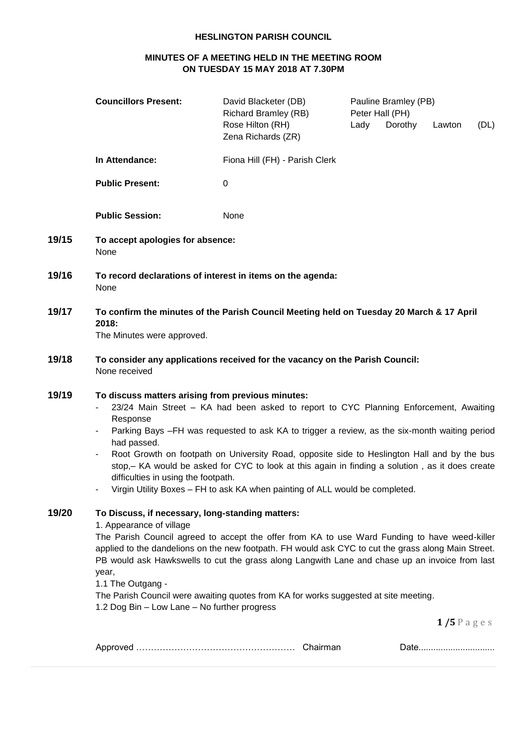# HESLINGTON PARISH COUNCIL

## MINUTES OF A MEETING HELD IN THE MEETING ROOM ON TUESDAY 15 MAY 2018 AT 7.30PM

| | | |
|---|---|---|
| **Councillors Present:** | David Blacketer (DB)<br>Richard Bramley (RB)<br>Rose Hilton (RH)<br>Zena Richards (ZR) | Pauline Bramley (PB)<br>Peter Hall (PH)<br>Lady Dorothy Lawton (DL) |
| **In Attendance:** | Fiona Hill (FH) - Parish Clerk | |
| **Public Present:** | 0 | |
| **Public Session:** | None | |

**19/15 To accept apologies for absence:**
None

**19/16 To record declarations of interest in items on the agenda:**
None

**19/17 To confirm the minutes of the Parish Council Meeting held on Tuesday 20 March & 17 April 2018:**
The Minutes were approved.

**19/18 To consider any applications received for the vacancy on the Parish Council:**
None received

**19/19 To discuss matters arising from previous minutes:**

- 23/24 Main Street – KA had been asked to report to CYC Planning Enforcement, Awaiting Response
- Parking Bays –FH was requested to ask KA to trigger a review, as the six-month waiting period had passed.
- Root Growth on footpath on University Road, opposite side to Heslington Hall and by the bus stop,– KA would be asked for CYC to look at this again in finding a solution , as it does create difficulties in using the footpath.
- Virgin Utility Boxes – FH to ask KA when painting of ALL would be completed.

**19/20 To Discuss, if necessary, long-standing matters:**

1. Appearance of village

The Parish Council agreed to accept the offer from KA to use Ward Funding to have weed-killer applied to the dandelions on the new footpath. FH would ask CYC to cut the grass along Main Street. PB would ask Hawkswells to cut the grass along Langwith Lane and chase up an invoice from last year,

1.1 The Outgang -

The Parish Council were awaiting quotes from KA for works suggested at site meeting.

1.2 Dog Bin – Low Lane – No further progress

Approved …………………………………………… Chairman Date...............................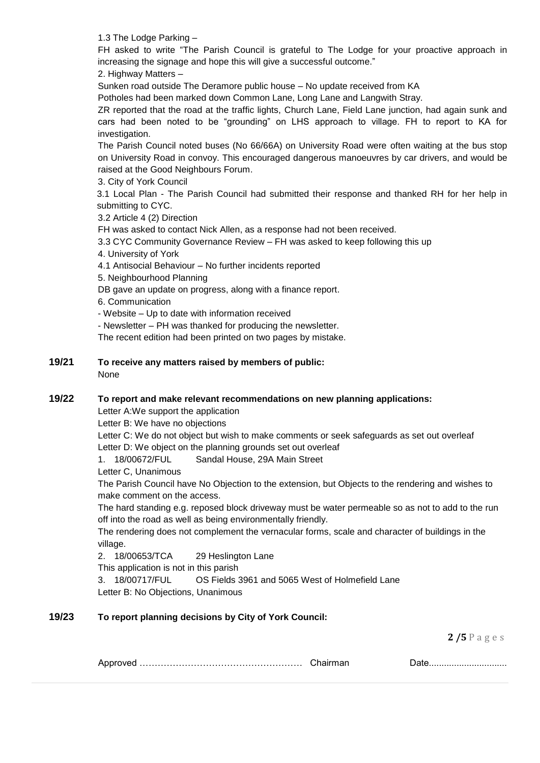1.3 The Lodge Parking –

FH asked to write "The Parish Council is grateful to The Lodge for your proactive approach in increasing the signage and hope this will give a successful outcome."

2. Highway Matters –

Sunken road outside The Deramore public house – No update received from KA

Potholes had been marked down Common Lane, Long Lane and Langwith Stray.

ZR reported that the road at the traffic lights, Church Lane, Field Lane junction, had again sunk and cars had been noted to be "grounding" on LHS approach to village. FH to report to KA for investigation.

The Parish Council noted buses (No 66/66A) on University Road were often waiting at the bus stop on University Road in convoy. This encouraged dangerous manoeuvres by car drivers, and would be raised at the Good Neighbours Forum.

3. City of York Council

3.1 Local Plan - The Parish Council had submitted their response and thanked RH for her help in submitting to CYC.

3.2 Article 4 (2) Direction

FH was asked to contact Nick Allen, as a response had not been received.

3.3 CYC Community Governance Review – FH was asked to keep following this up

4. University of York

4.1 Antisocial Behaviour – No further incidents reported

5. Neighbourhood Planning

DB gave an update on progress, along with a finance report.

6. Communication

- Website – Up to date with information received
- Newsletter – PH was thanked for producing the newsletter.

The recent edition had been printed on two pages by mistake.

**19/21 To receive any matters raised by members of public:**

None

**19/22 To report and make relevant recommendations on new planning applications:**

Letter A:We support the application

Letter B: We have no objections

Letter C: We do not object but wish to make comments or seek safeguards as set out overleaf

Letter D: We object on the planning grounds set out overleaf

1. 18/00672/FUL Sandal House, 29A Main Street

Letter C, Unanimous

The Parish Council have No Objection to the extension, but Objects to the rendering and wishes to make comment on the access.

The hard standing e.g. reposed block driveway must be water permeable so as not to add to the run off into the road as well as being environmentally friendly.

The rendering does not complement the vernacular forms, scale and character of buildings in the village.

2. 18/00653/TCA 29 Heslington Lane

This application is not in this parish

3. 18/00717/FUL OS Fields 3961 and 5065 West of Holmefield Lane

Letter B: No Objections, Unanimous

**19/23 To report planning decisions by City of York Council:**

Approved …………………………………………… Chairman Date..............................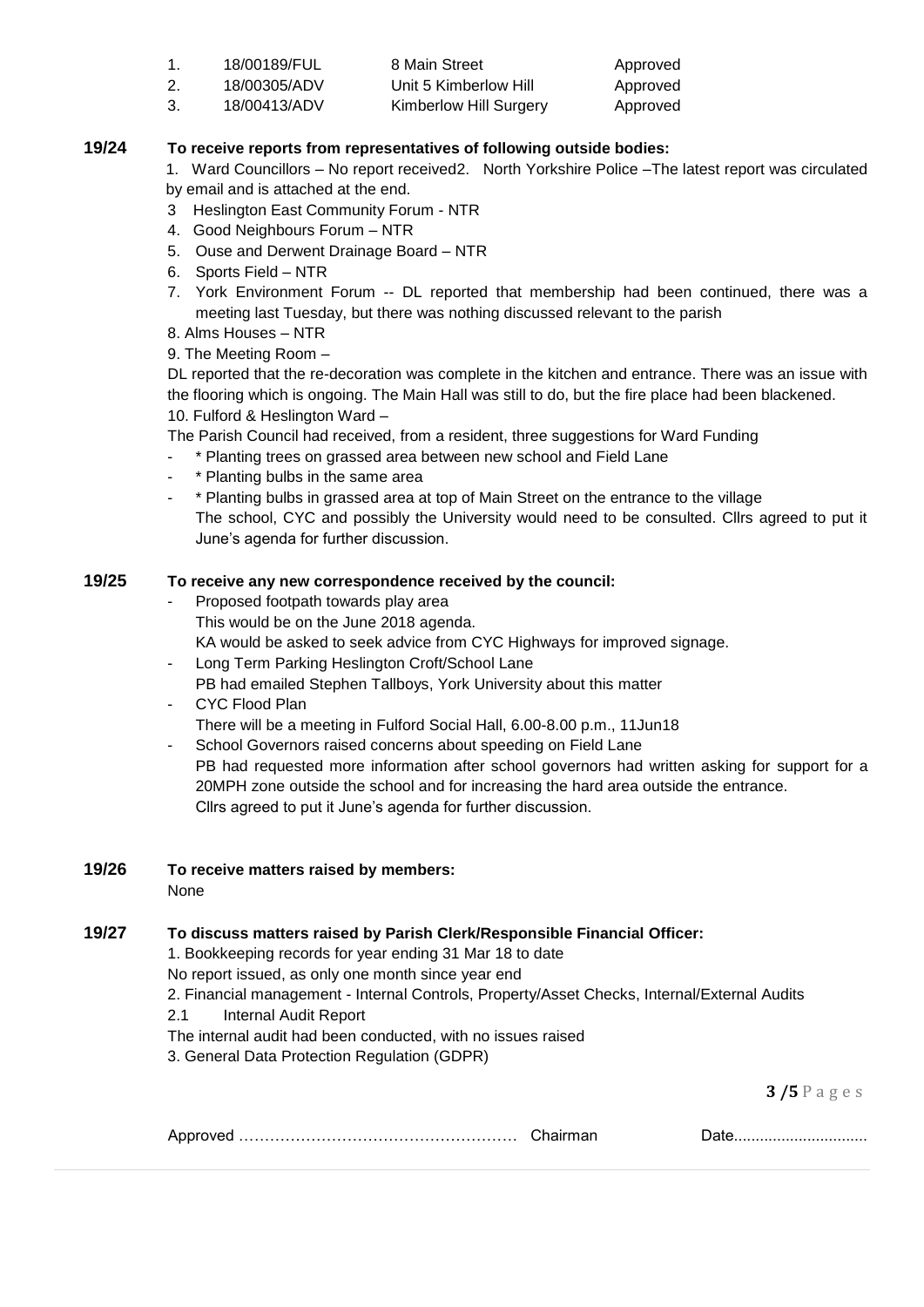| | | | |
|---|---|---|---|
| 1. | 18/00189/FUL | 8 Main Street | Approved |
| 2. | 18/00305/ADV | Unit 5 Kimberlow Hill | Approved |
| 3. | 18/00413/ADV | Kimberlow Hill Surgery | Approved |

**19/24 To receive reports from representatives of following outside bodies:**

1. Ward Councillors – No report received2. North Yorkshire Police –The latest report was circulated by email and is attached at the end.
3. Heslington East Community Forum - NTR
4. Good Neighbours Forum – NTR
5. Ouse and Derwent Drainage Board – NTR
6. Sports Field – NTR
7. York Environment Forum -- DL reported that membership had been continued, there was a meeting last Tuesday, but there was nothing discussed relevant to the parish
8. Alms Houses – NTR
9. The Meeting Room –

DL reported that the re-decoration was complete in the kitchen and entrance. There was an issue with the flooring which is ongoing. The Main Hall was still to do, but the fire place had been blackened.

10. Fulford & Heslington Ward –

The Parish Council had received, from a resident, three suggestions for Ward Funding

- \* Planting trees on grassed area between new school and Field Lane
- \* Planting bulbs in the same area
- \* Planting bulbs in grassed area at top of Main Street on the entrance to the village

  The school, CYC and possibly the University would need to be consulted. Cllrs agreed to put it June's agenda for further discussion.

**19/25 To receive any new correspondence received by the council:**

- Proposed footpath towards play area

  This would be on the June 2018 agenda.

  KA would be asked to seek advice from CYC Highways for improved signage.
- Long Term Parking Heslington Croft/School Lane

  PB had emailed Stephen Tallboys, York University about this matter
- CYC Flood Plan

  There will be a meeting in Fulford Social Hall, 6.00-8.00 p.m., 11Jun18
- School Governors raised concerns about speeding on Field Lane

  PB had requested more information after school governors had written asking for support for a 20MPH zone outside the school and for increasing the hard area outside the entrance.

  Cllrs agreed to put it June's agenda for further discussion.

**19/26 To receive matters raised by members:**

None

**19/27 To discuss matters raised by Parish Clerk/Responsible Financial Officer:**

1. Bookkeeping records for year ending 31 Mar 18 to date

No report issued, as only one month since year end

2. Financial management - Internal Controls, Property/Asset Checks, Internal/External Audits

2.1 Internal Audit Report

The internal audit had been conducted, with no issues raised

3. General Data Protection Regulation (GDPR)

Approved …………………………………………… Chairman Date...............................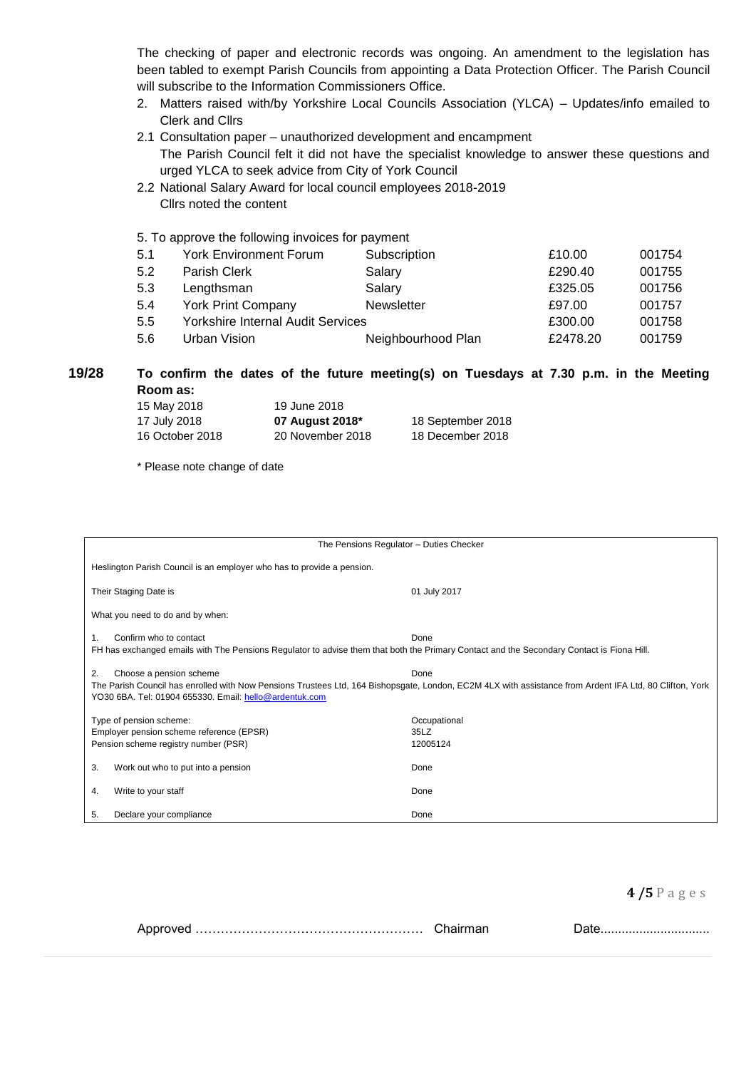The checking of paper and electronic records was ongoing. An amendment to the legislation has been tabled to exempt Parish Councils from appointing a Data Protection Officer. The Parish Council will subscribe to the Information Commissioners Office.

2. Matters raised with/by Yorkshire Local Councils Association (YLCA) – Updates/info emailed to Clerk and Cllrs

2.1 Consultation paper – unauthorized development and encampment
The Parish Council felt it did not have the specialist knowledge to answer these questions and urged YLCA to seek advice from City of York Council

2.2 National Salary Award for local council employees 2018-2019
Cllrs noted the content

5. To approve the following invoices for payment

| | | | | |
|---|---|---|---|---|
| 5.1 | York Environment Forum | Subscription | £10.00 | 001754 |
| 5.2 | Parish Clerk | Salary | £290.40 | 001755 |
| 5.3 | Lengthsman | Salary | £325.05 | 001756 |
| 5.4 | York Print Company | Newsletter | £97.00 | 001757 |
| 5.5 | Yorkshire Internal Audit Services | | £300.00 | 001758 |
| 5.6 | Urban Vision | Neighbourhood Plan | £2478.20 | 001759 |

**19/28 To confirm the dates of the future meeting(s) on Tuesdays at 7.30 p.m. in the Meeting Room as:**

| | | |
|---|---|---|
| 15 May 2018 | 19 June 2018 | |
| 17 July 2018 | **07 August 2018*** | 18 September 2018 |
| 16 October 2018 | 20 November 2018 | 18 December 2018 |

* Please note change of date

| The Pensions Regulator – Duties Checker | |
|---|---|
| Heslington Parish Council is an employer who has to provide a pension. | |
| Their Staging Date is | 01 July 2017 |
| What you need to do and by when: | |
| 1. Confirm who to contact | Done |
| FH has exchanged emails with The Pensions Regulator to advise them that both the Primary Contact and the Secondary Contact is Fiona Hill. | |
| 2. Choose a pension scheme | Done |
| The Parish Council has enrolled with Now Pensions Trustees Ltd, 164 Bishopsgate, London, EC2M 4LX with assistance from Ardent IFA Ltd, 80 Clifton, York YO30 6BA. Tel: 01904 655330. Email: hello@ardentuk.com | |
| Type of pension scheme: | Occupational |
| Employer pension scheme reference (EPSR) | 35LZ |
| Pension scheme registry number (PSR) | 12005124 |
| 3. Work out who to put into a pension | Done |
| 4. Write to your staff | Done |
| 5. Declare your compliance | Done |

Approved …………………………………………… Chairman Date...............................